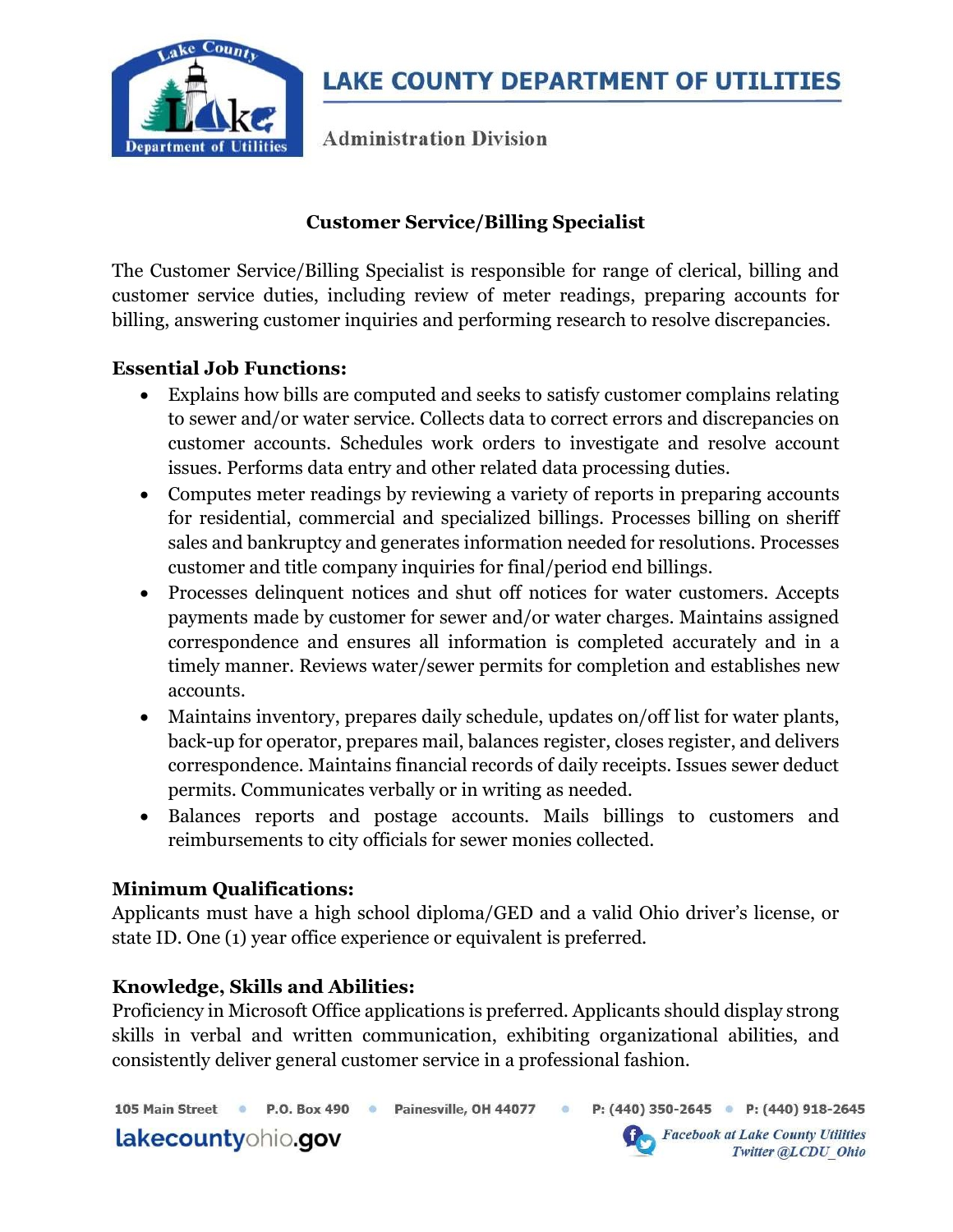# LAKE COUNTY DEPARTMENT OF UTILITIES

Administration Division

## Customer Service/Billing Specialist

The Customer Service/Billing Specialist is responsible for range of clerical, billing and customer service duties, including review of meter readings, preparing accounts for billing, answering customer inquiries and performing research to resolve discrepancies.

### Essential Job Functions:

- Explains how bills are computed and seeks to satisfy customer complains relating to sewer and/or water service. Collects data to correct errors and discrepancies on customer accounts. Schedules work orders to investigate and resolve account issues. Performs data entry and other related data processing duties.
- Computes meter readings by reviewing a variety of reports in preparing accounts for residential, commercial and specialized billings. Processes billing on sheriff sales and bankruptcy and generates information needed for resolutions. Processes customer and title company inquiries for final/period end billings.
- Processes delinquent notices and shut off notices for water customers. Accepts payments made by customer for sewer and/or water charges. Maintains assigned correspondence and ensures all information is completed accurately and in a timely manner. Reviews water/sewer permits for completion and establishes new accounts.
- Maintains inventory, prepares daily schedule, updates on/off list for water plants, back-up for operator, prepares mail, balances register, closes register, and delivers correspondence. Maintains financial records of daily receipts. Issues sewer deduct permits. Communicates verbally or in writing as needed.
- Balances reports and postage accounts. Mails billings to customers and reimbursements to city officials for sewer monies collected.

### Minimum Qualifications:

Applicants must have a high school diploma/GED and a valid Ohio driver's license, or state ID. One (1) year office experience or equivalent is preferred.

### Knowledge, Skills and Abilities:

Proficiency in Microsoft Office applications is preferred. Applicants should display strong skills in verbal and written communication, exhibiting organizational abilities, and consistently deliver general customer service in a professional fashion.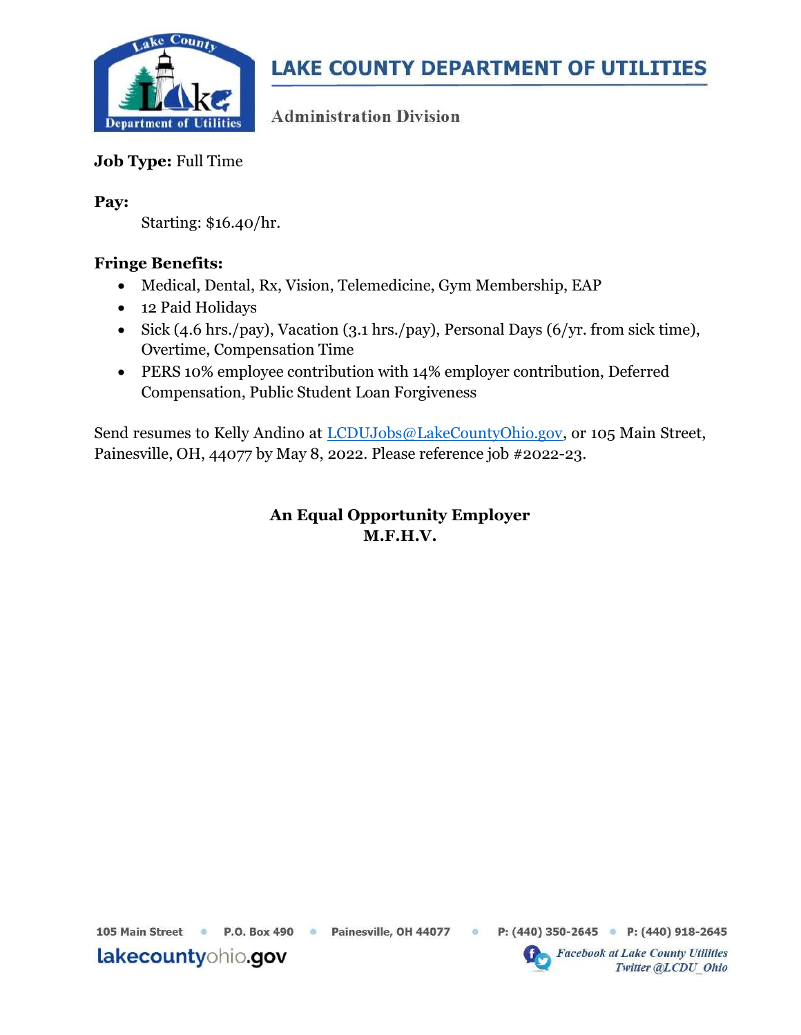**Job Type:** Full Time

**Pay:**

Starting: $16.40/hr.

**Fringe Benefits:**

- Medical, Dental, Rx, Vision, Telemedicine, Gym Membership, EAP
- 12 Paid Holidays
- Sick (4.6 hrs./pay), Vacation (3.1 hrs./pay), Personal Days (6/yr. from sick time), Overtime, Compensation Time
- PERS 10% employee contribution with 14% employer contribution, Deferred Compensation, Public Student Loan Forgiveness

Send resumes to Kelly Andino at LCDUJobs@LakeCountyOhio.gov, or 105 Main Street, Painesville, OH, 44077 by May 8, 2022. Please reference job #2022-23.

**An Equal Opportunity Employer**
**M.F.H.V.**